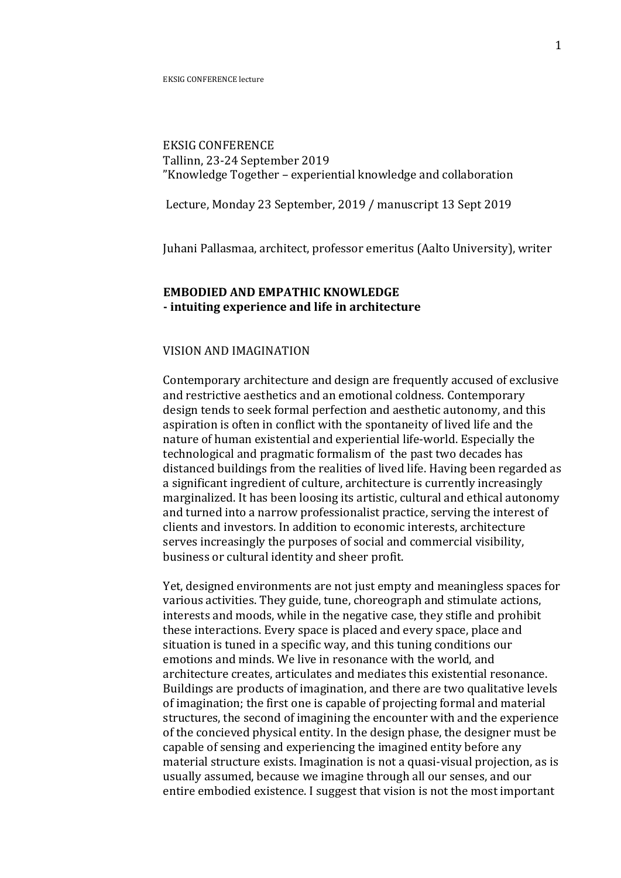EKSIG CONFERENCE
Tallinn, 23-24 September 2019
"Knowledge Together – experiential knowledge and collaboration

Lecture, Monday 23 September, 2019 / manuscript 13 Sept 2019

Juhani Pallasmaa, architect, professor emeritus (Aalto University), writer

**EMBODIED AND EMPATHIC KNOWLEDGE**
**- intuiting experience and life in architecture**

## VISION AND IMAGINATION

Contemporary architecture and design are frequently accused of exclusive and restrictive aesthetics and an emotional coldness. Contemporary design tends to seek formal perfection and aesthetic autonomy, and this aspiration is often in conflict with the spontaneity of lived life and the nature of human existential and experiential life-world. Especially the technological and pragmatic formalism of the past two decades has distanced buildings from the realities of lived life. Having been regarded as a significant ingredient of culture, architecture is currently increasingly marginalized. It has been loosing its artistic, cultural and ethical autonomy and turned into a narrow professionalist practice, serving the interest of clients and investors. In addition to economic interests, architecture serves increasingly the purposes of social and commercial visibility, business or cultural identity and sheer profit.

Yet, designed environments are not just empty and meaningless spaces for various activities. They guide, tune, choreograph and stimulate actions, interests and moods, while in the negative case, they stifle and prohibit these interactions. Every space is placed and every space, place and situation is tuned in a specific way, and this tuning conditions our emotions and minds. We live in resonance with the world, and architecture creates, articulates and mediates this existential resonance. Buildings are products of imagination, and there are two qualitative levels of imagination; the first one is capable of projecting formal and material structures, the second of imagining the encounter with and the experience of the concieved physical entity. In the design phase, the designer must be capable of sensing and experiencing the imagined entity before any material structure exists. Imagination is not a quasi-visual projection, as is usually assumed, because we imagine through all our senses, and our entire embodied existence. I suggest that vision is not the most important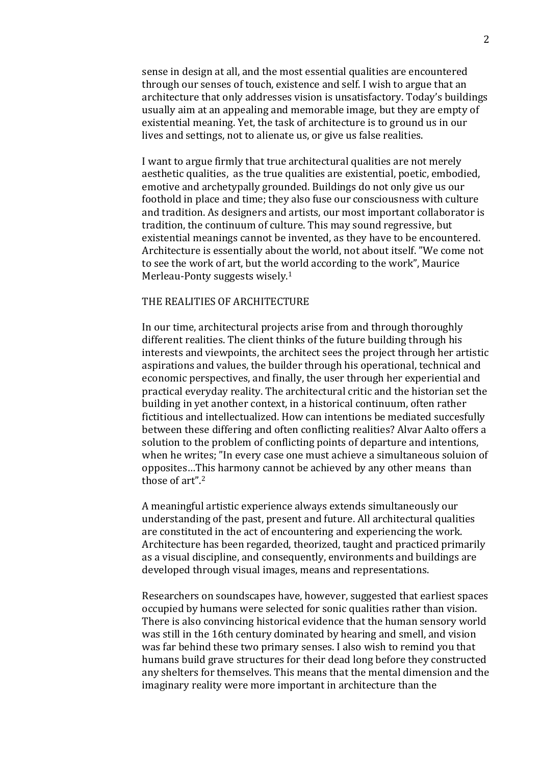sense in design at all, and the most essential qualities are encountered through our senses of touch, existence and self. I wish to argue that an architecture that only addresses vision is unsatisfactory. Today's buildings usually aim at an appealing and memorable image, but they are empty of existential meaning. Yet, the task of architecture is to ground us in our lives and settings, not to alienate us, or give us false realities.

I want to argue firmly that true architectural qualities are not merely aesthetic qualities, as the true qualities are existential, poetic, embodied, emotive and archetypally grounded. Buildings do not only give us our foothold in place and time; they also fuse our consciousness with culture and tradition. As designers and artists, our most important collaborator is tradition, the continuum of culture. This may sound regressive, but existential meanings cannot be invented, as they have to be encountered. Architecture is essentially about the world, not about itself. "We come not to see the work of art, but the world according to the work", Maurice Merleau-Ponty suggests wisely.[1]

## THE REALITIES OF ARCHITECTURE

In our time, architectural projects arise from and through thoroughly different realities. The client thinks of the future building through his interests and viewpoints, the architect sees the project through her artistic aspirations and values, the builder through his operational, technical and economic perspectives, and finally, the user through her experiential and practical everyday reality. The architectural critic and the historian set the building in yet another context, in a historical continuum, often rather fictitious and intellectualized. How can intentions be mediated succesfully between these differing and often conflicting realities? Alvar Aalto offers a solution to the problem of conflicting points of departure and intentions, when he writes; "In every case one must achieve a simultaneous soluion of opposites…This harmony cannot be achieved by any other means than those of art".[2]

A meaningful artistic experience always extends simultaneously our understanding of the past, present and future. All architectural qualities are constituted in the act of encountering and experiencing the work. Architecture has been regarded, theorized, taught and practiced primarily as a visual discipline, and consequently, environments and buildings are developed through visual images, means and representations.

Researchers on soundscapes have, however, suggested that earliest spaces occupied by humans were selected for sonic qualities rather than vision. There is also convincing historical evidence that the human sensory world was still in the 16th century dominated by hearing and smell, and vision was far behind these two primary senses. I also wish to remind you that humans build grave structures for their dead long before they constructed any shelters for themselves. This means that the mental dimension and the imaginary reality were more important in architecture than the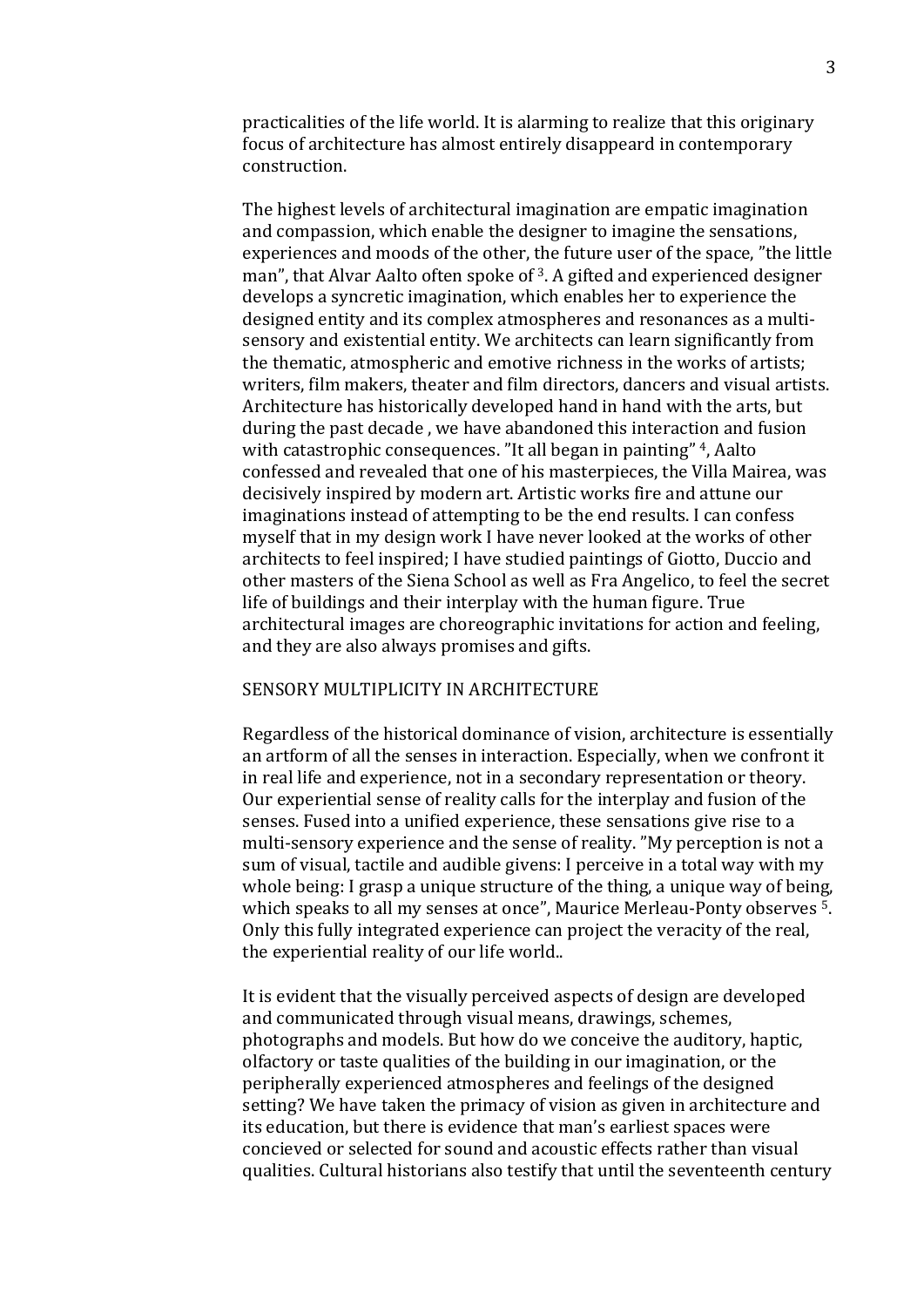practicalities of the life world. It is alarming to realize that this originary focus of architecture has almost entirely disappeard in contemporary construction.

The highest levels of architectural imagination are empatic imagination and compassion, which enable the designer to imagine the sensations, experiences and moods of the other, the future user of the space, "the little man", that Alvar Aalto often spoke of [3]. A gifted and experienced designer develops a syncretic imagination, which enables her to experience the designed entity and its complex atmospheres and resonances as a multi-sensory and existential entity. We architects can learn significantly from the thematic, atmospheric and emotive richness in the works of artists; writers, film makers, theater and film directors, dancers and visual artists. Architecture has historically developed hand in hand with the arts, but during the past decade , we have abandoned this interaction and fusion with catastrophic consequences. "It all began in painting" [4], Aalto confessed and revealed that one of his masterpieces, the Villa Mairea, was decisively inspired by modern art. Artistic works fire and attune our imaginations instead of attempting to be the end results. I can confess myself that in my design work I have never looked at the works of other architects to feel inspired; I have studied paintings of Giotto, Duccio and other masters of the Siena School as well as Fra Angelico, to feel the secret life of buildings and their interplay with the human figure. True architectural images are choreographic invitations for action and feeling, and they are also always promises and gifts.

## SENSORY MULTIPLICITY IN ARCHITECTURE

Regardless of the historical dominance of vision, architecture is essentially an artform of all the senses in interaction. Especially, when we confront it in real life and experience, not in a secondary representation or theory. Our experiential sense of reality calls for the interplay and fusion of the senses. Fused into a unified experience, these sensations give rise to a multi-sensory experience and the sense of reality. "My perception is not a sum of visual, tactile and audible givens: I perceive in a total way with my whole being: I grasp a unique structure of the thing, a unique way of being, which speaks to all my senses at once", Maurice Merleau-Ponty observes [5]. Only this fully integrated experience can project the veracity of the real, the experiential reality of our life world..

It is evident that the visually perceived aspects of design are developed and communicated through visual means, drawings, schemes, photographs and models. But how do we conceive the auditory, haptic, olfactory or taste qualities of the building in our imagination, or the peripherally experienced atmospheres and feelings of the designed setting? We have taken the primacy of vision as given in architecture and its education, but there is evidence that man's earliest spaces were concieved or selected for sound and acoustic effects rather than visual qualities. Cultural historians also testify that until the seventeenth century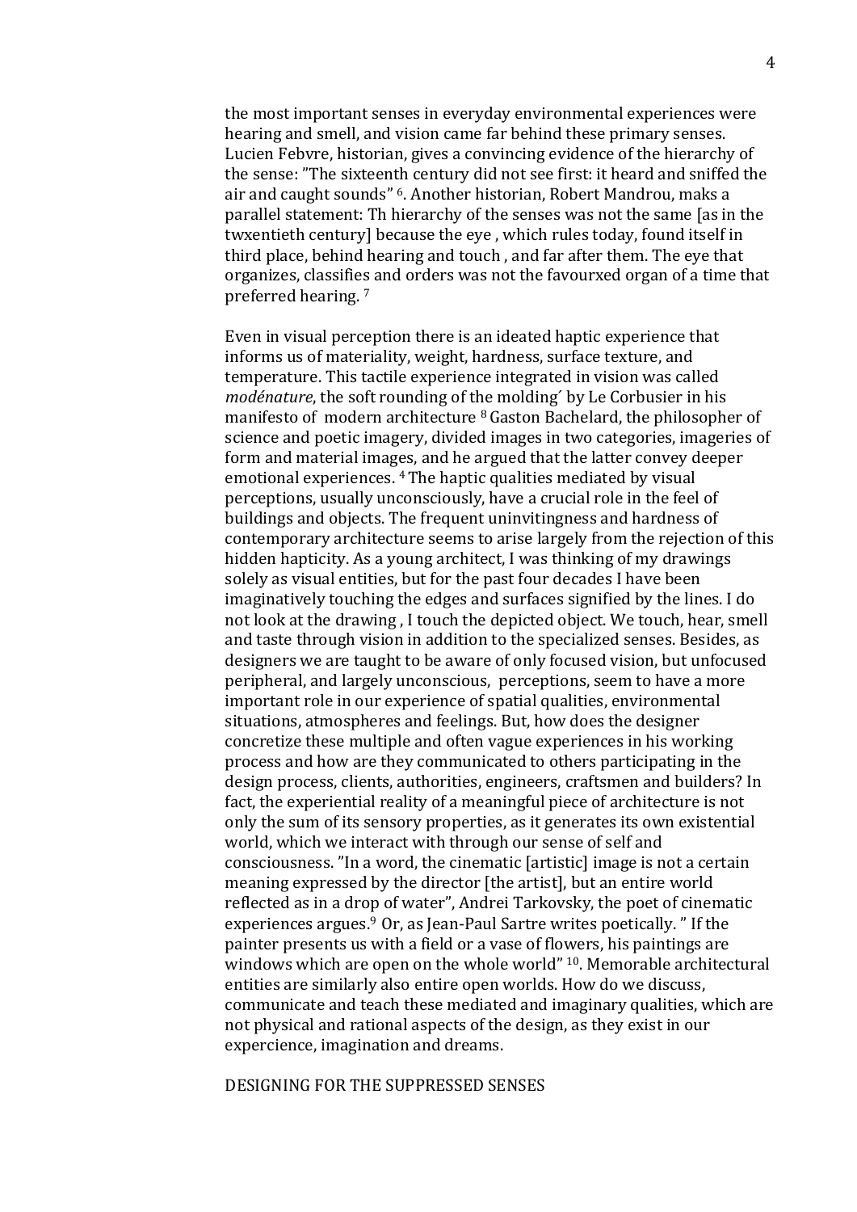the most important senses in everyday environmental experiences were hearing and smell, and vision came far behind these primary senses. Lucien Febvre, historian, gives a convincing evidence of the hierarchy of the sense: ”The sixteenth century did not see first: it heard and sniffed the air and caught sounds” [6]. Another historian, Robert Mandrou, maks a parallel statement: Th hierarchy of the senses was not the same [as in the twxentieth century] because the eye , which rules today, found itself in third place, behind hearing and touch , and far after them. The eye that organizes, classifies and orders was not the favourxed organ of a time that preferred hearing. [7]

Even in visual perception there is an ideated haptic experience that informs us of materiality, weight, hardness, surface texture, and temperature. This tactile experience integrated in vision was called *modénature*, the soft rounding of the molding´ by Le Corbusier in his manifesto of modern architecture [8] Gaston Bachelard, the philosopher of science and poetic imagery, divided images in two categories, imageries of form and material images, and he argued that the latter convey deeper emotional experiences. [4] The haptic qualities mediated by visual perceptions, usually unconsciously, have a crucial role in the feel of buildings and objects. The frequent uninvitingness and hardness of contemporary architecture seems to arise largely from the rejection of this hidden hapticity. As a young architect, I was thinking of my drawings solely as visual entities, but for the past four decades I have been imaginatively touching the edges and surfaces signified by the lines. I do not look at the drawing , I touch the depicted object. We touch, hear, smell and taste through vision in addition to the specialized senses. Besides, as designers we are taught to be aware of only focused vision, but unfocused peripheral, and largely unconscious, perceptions, seem to have a more important role in our experience of spatial qualities, environmental situations, atmospheres and feelings. But, how does the designer concretize these multiple and often vague experiences in his working process and how are they communicated to others participating in the design process, clients, authorities, engineers, craftsmen and builders? In fact, the experiential reality of a meaningful piece of architecture is not only the sum of its sensory properties, as it generates its own existential world, which we interact with through our sense of self and consciousness. ”In a word, the cinematic [artistic] image is not a certain meaning expressed by the director [the artist], but an entire world reflected as in a drop of water”, Andrei Tarkovsky, the poet of cinematic experiences argues.[9] Or, as Jean-Paul Sartre writes poetically. ” If the painter presents us with a field or a vase of flowers, his paintings are windows which are open on the whole world” [10]. Memorable architectural entities are similarly also entire open worlds. How do we discuss, communicate and teach these mediated and imaginary qualities, which are not physical and rational aspects of the design, as they exist in our expercience, imagination and dreams.

## DESIGNING FOR THE SUPPRESSED SENSES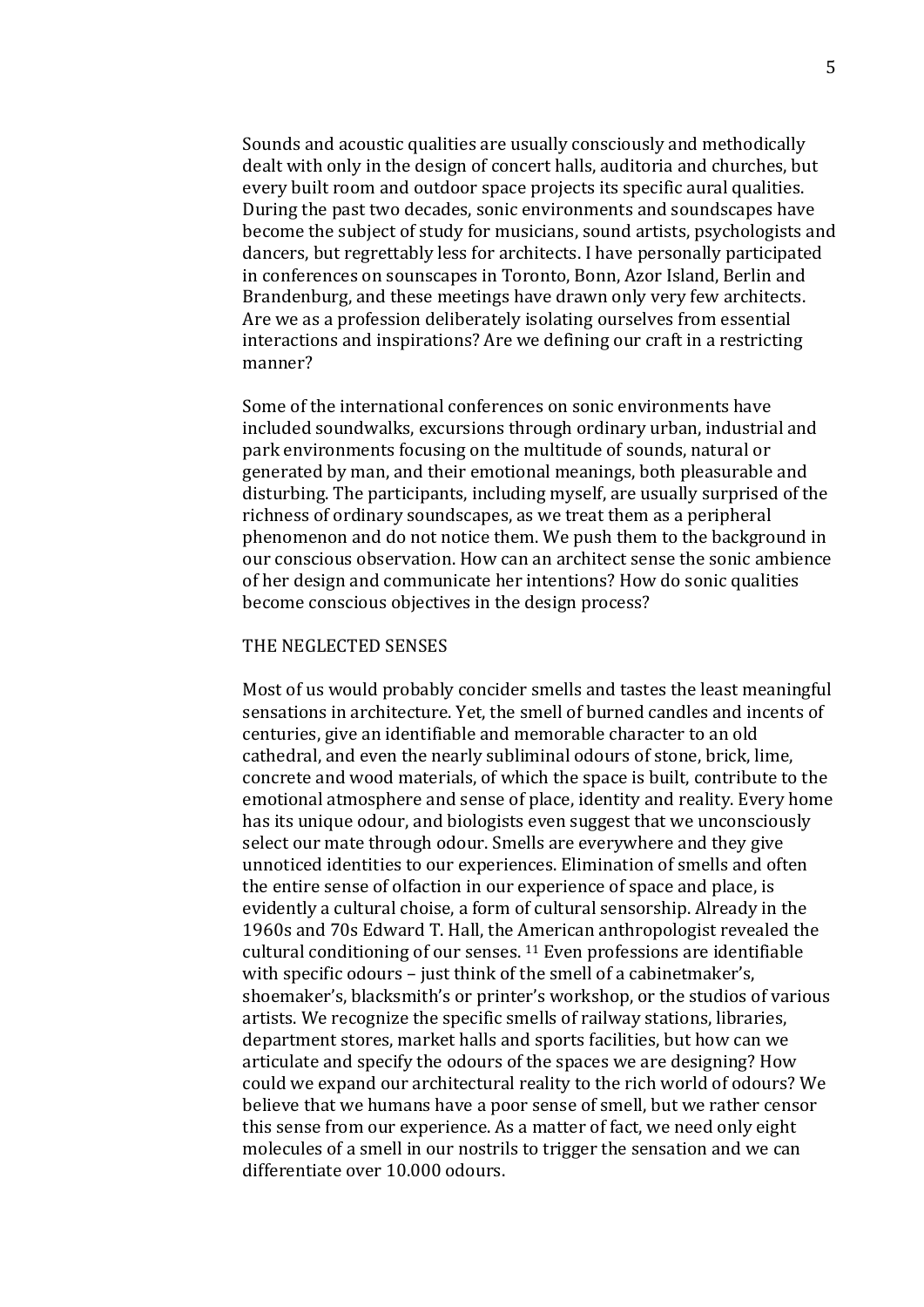Sounds and acoustic qualities are usually consciously and methodically dealt with only in the design of concert halls, auditoria and churches, but every built room and outdoor space projects its specific aural qualities. During the past two decades, sonic environments and soundscapes have become the subject of study for musicians, sound artists, psychologists and dancers, but regrettably less for architects. I have personally participated in conferences on sounscapes in Toronto, Bonn, Azor Island, Berlin and Brandenburg, and these meetings have drawn only very few architects. Are we as a profession deliberately isolating ourselves from essential interactions and inspirations? Are we defining our craft in a restricting manner?

Some of the international conferences on sonic environments have included soundwalks, excursions through ordinary urban, industrial and park environments focusing on the multitude of sounds, natural or generated by man, and their emotional meanings, both pleasurable and disturbing. The participants, including myself, are usually surprised of the richness of ordinary soundscapes, as we treat them as a peripheral phenomenon and do not notice them. We push them to the background in our conscious observation. How can an architect sense the sonic ambience of her design and communicate her intentions? How do sonic qualities become conscious objectives in the design process?

## THE NEGLECTED SENSES

Most of us would probably concider smells and tastes the least meaningful sensations in architecture. Yet, the smell of burned candles and incents of centuries, give an identifiable and memorable character to an old cathedral, and even the nearly subliminal odours of stone, brick, lime, concrete and wood materials, of which the space is built, contribute to the emotional atmosphere and sense of place, identity and reality. Every home has its unique odour, and biologists even suggest that we unconsciously select our mate through odour. Smells are everywhere and they give unnoticed identities to our experiences. Elimination of smells and often the entire sense of olfaction in our experience of space and place, is evidently a cultural choise, a form of cultural sensorship. Already in the 1960s and 70s Edward T. Hall, the American anthropologist revealed the cultural conditioning of our senses. [11] Even professions are identifiable with specific odours – just think of the smell of a cabinetmaker's, shoemaker's, blacksmith's or printer's workshop, or the studios of various artists. We recognize the specific smells of railway stations, libraries, department stores, market halls and sports facilities, but how can we articulate and specify the odours of the spaces we are designing? How could we expand our architectural reality to the rich world of odours? We believe that we humans have a poor sense of smell, but we rather censor this sense from our experience. As a matter of fact, we need only eight molecules of a smell in our nostrils to trigger the sensation and we can differentiate over 10.000 odours.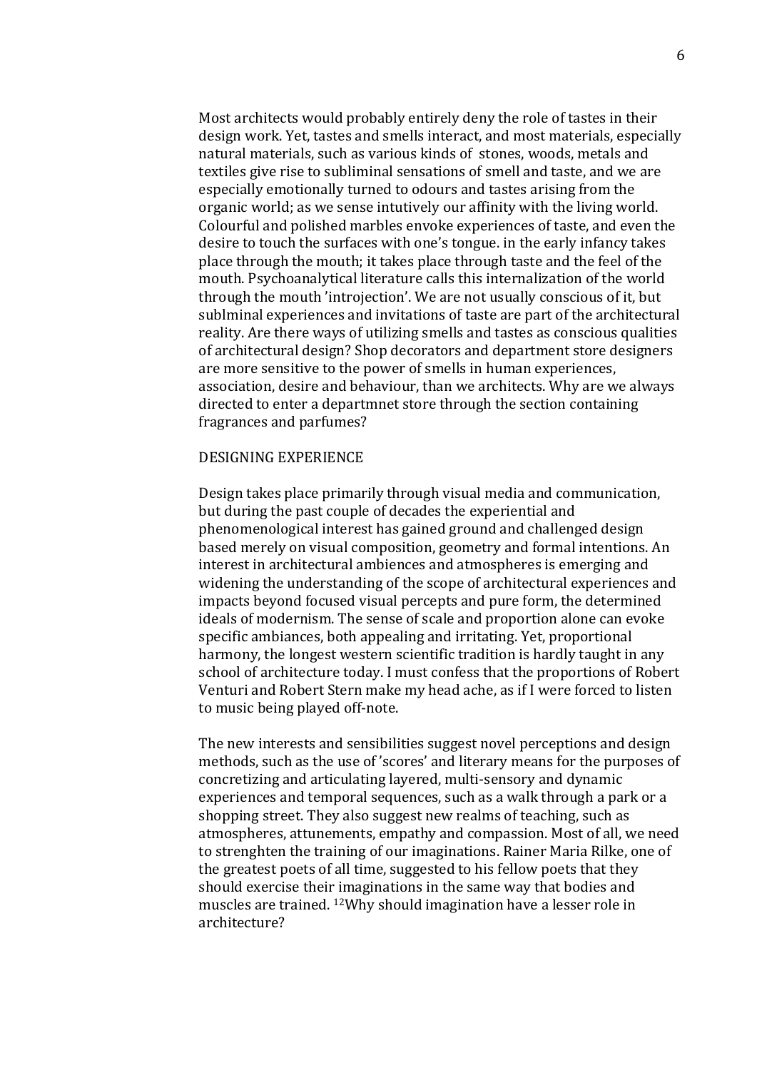Most architects would probably entirely deny the role of tastes in their design work. Yet, tastes and smells interact, and most materials, especially natural materials, such as various kinds of stones, woods, metals and textiles give rise to subliminal sensations of smell and taste, and we are especially emotionally turned to odours and tastes arising from the organic world; as we sense intutively our affinity with the living world. Colourful and polished marbles envoke experiences of taste, and even the desire to touch the surfaces with one's tongue. in the early infancy takes place through the mouth; it takes place through taste and the feel of the mouth. Psychoanalytical literature calls this internalization of the world through the mouth 'introjection'. We are not usually conscious of it, but sublminal experiences and invitations of taste are part of the architectural reality. Are there ways of utilizing smells and tastes as conscious qualities of architectural design? Shop decorators and department store designers are more sensitive to the power of smells in human experiences, association, desire and behaviour, than we architects. Why are we always directed to enter a departmnet store through the section containing fragrances and parfumes?

## DESIGNING EXPERIENCE

Design takes place primarily through visual media and communication, but during the past couple of decades the experiential and phenomenological interest has gained ground and challenged design based merely on visual composition, geometry and formal intentions. An interest in architectural ambiences and atmospheres is emerging and widening the understanding of the scope of architectural experiences and impacts beyond focused visual percepts and pure form, the determined ideals of modernism. The sense of scale and proportion alone can evoke specific ambiances, both appealing and irritating. Yet, proportional harmony, the longest western scientific tradition is hardly taught in any school of architecture today. I must confess that the proportions of Robert Venturi and Robert Stern make my head ache, as if I were forced to listen to music being played off-note.

The new interests and sensibilities suggest novel perceptions and design methods, such as the use of 'scores' and literary means for the purposes of concretizing and articulating layered, multi-sensory and dynamic experiences and temporal sequences, such as a walk through a park or a shopping street. They also suggest new realms of teaching, such as atmospheres, attunements, empathy and compassion. Most of all, we need to strenghten the training of our imaginations. Rainer Maria Rilke, one of the greatest poets of all time, suggested to his fellow poets that they should exercise their imaginations in the same way that bodies and muscles are trained. [12]Why should imagination have a lesser role in architecture?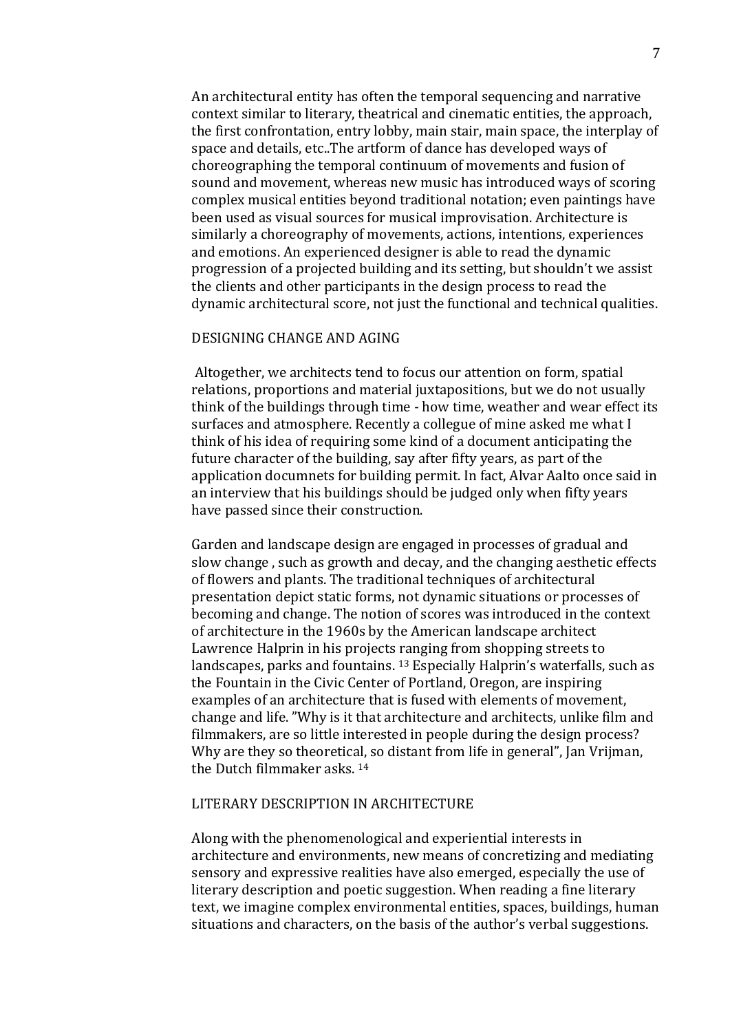An architectural entity has often the temporal sequencing and narrative context similar to literary, theatrical and cinematic entities, the approach, the first confrontation, entry lobby, main stair, main space, the interplay of space and details, etc..The artform of dance has developed ways of choreographing the temporal continuum of movements and fusion of sound and movement, whereas new music has introduced ways of scoring complex musical entities beyond traditional notation; even paintings have been used as visual sources for musical improvisation. Architecture is similarly a choreography of movements, actions, intentions, experiences and emotions. An experienced designer is able to read the dynamic progression of a projected building and its setting, but shouldn't we assist the clients and other participants in the design process to read the dynamic architectural score, not just the functional and technical qualities.

## DESIGNING CHANGE AND AGING

Altogether, we architects tend to focus our attention on form, spatial relations, proportions and material juxtapositions, but we do not usually think of the buildings through time - how time, weather and wear effect its surfaces and atmosphere. Recently a collegue of mine asked me what I think of his idea of requiring some kind of a document anticipating the future character of the building, say after fifty years, as part of the application documnets for building permit. In fact, Alvar Aalto once said in an interview that his buildings should be judged only when fifty years have passed since their construction.

Garden and landscape design are engaged in processes of gradual and slow change , such as growth and decay, and the changing aesthetic effects of flowers and plants. The traditional techniques of architectural presentation depict static forms, not dynamic situations or processes of becoming and change. The notion of scores was introduced in the context of architecture in the 1960s by the American landscape architect Lawrence Halprin in his projects ranging from shopping streets to landscapes, parks and fountains. [13] Especially Halprin's waterfalls, such as the Fountain in the Civic Center of Portland, Oregon, are inspiring examples of an architecture that is fused with elements of movement, change and life. "Why is it that architecture and architects, unlike film and filmmakers, are so little interested in people during the design process? Why are they so theoretical, so distant from life in general", Jan Vrijman, the Dutch filmmaker asks. [14]

## LITERARY DESCRIPTION IN ARCHITECTURE

Along with the phenomenological and experiential interests in architecture and environments, new means of concretizing and mediating sensory and expressive realities have also emerged, especially the use of literary description and poetic suggestion. When reading a fine literary text, we imagine complex environmental entities, spaces, buildings, human situations and characters, on the basis of the author's verbal suggestions.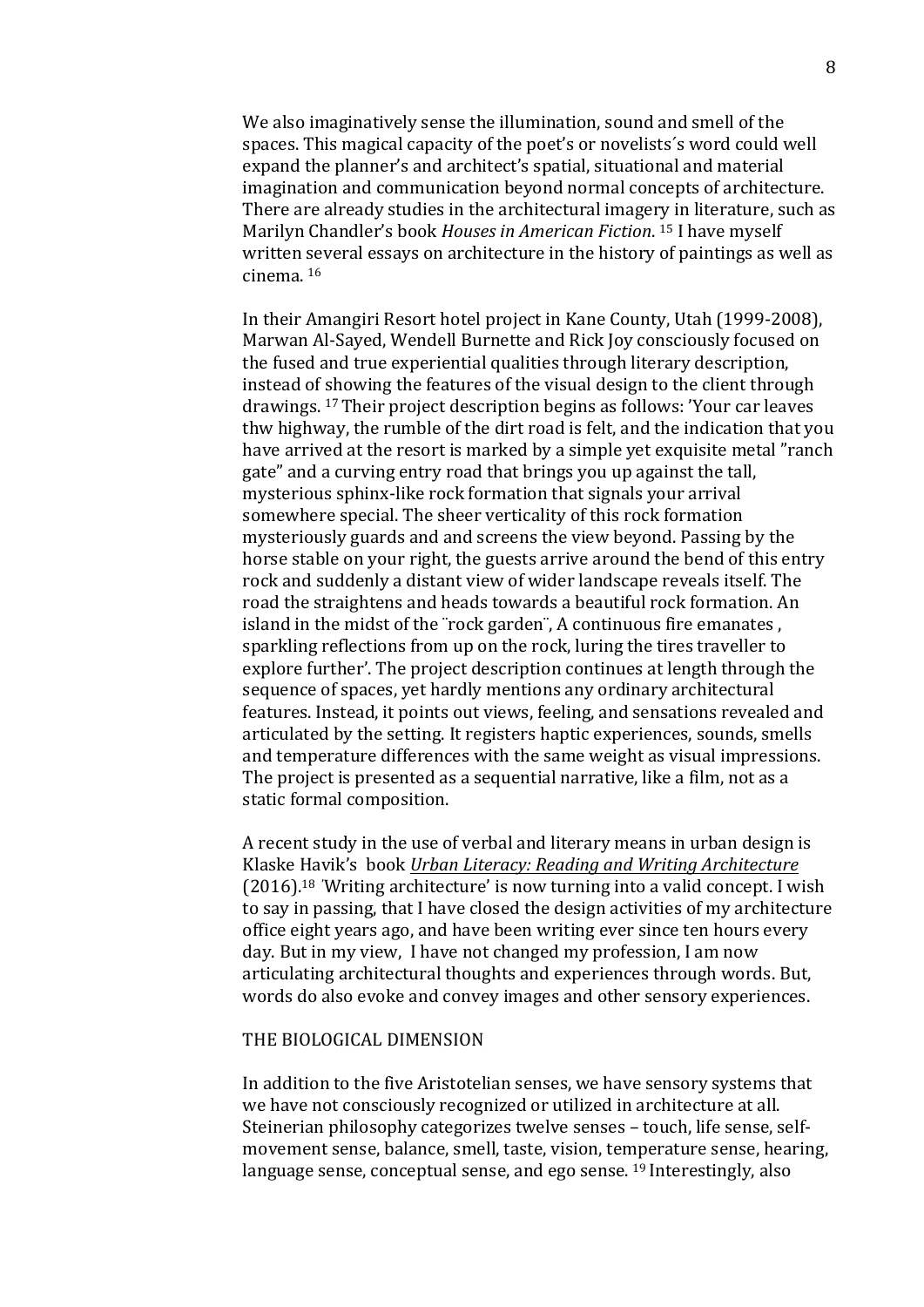We also imaginatively sense the illumination, sound and smell of the spaces. This magical capacity of the poet's or novelists´s word could well expand the planner's and architect's spatial, situational and material imagination and communication beyond normal concepts of architecture. There are already studies in the architectural imagery in literature, such as Marilyn Chandler's book *Houses in American Fiction*. [15] I have myself written several essays on architecture in the history of paintings as well as cinema. [16]

In their Amangiri Resort hotel project in Kane County, Utah (1999-2008), Marwan Al-Sayed, Wendell Burnette and Rick Joy consciously focused on the fused and true experiential qualities through literary description, instead of showing the features of the visual design to the client through drawings. [17] Their project description begins as follows: 'Your car leaves thw highway, the rumble of the dirt road is felt, and the indication that you have arrived at the resort is marked by a simple yet exquisite metal "ranch gate" and a curving entry road that brings you up against the tall, mysterious sphinx-like rock formation that signals your arrival somewhere special. The sheer verticality of this rock formation mysteriously guards and and screens the view beyond. Passing by the horse stable on your right, the guests arrive around the bend of this entry rock and suddenly a distant view of wider landscape reveals itself. The road the straightens and heads towards a beautiful rock formation. An island in the midst of the ¨rock garden¨, A continuous fire emanates , sparkling reflections from up on the rock, luring the tires traveller to explore further'. The project description continues at length through the sequence of spaces, yet hardly mentions any ordinary architectural features. Instead, it points out views, feeling, and sensations revealed and articulated by the setting. It registers haptic experiences, sounds, smells and temperature differences with the same weight as visual impressions. The project is presented as a sequential narrative, like a film, not as a static formal composition.

A recent study in the use of verbal and literary means in urban design is Klaske Havik's book *Urban Literacy: Reading and Writing Architecture* (2016).[18] ´Writing architecture' is now turning into a valid concept. I wish to say in passing, that I have closed the design activities of my architecture office eight years ago, and have been writing ever since ten hours every day. But in my view, I have not changed my profession, I am now articulating architectural thoughts and experiences through words. But, words do also evoke and convey images and other sensory experiences.

## THE BIOLOGICAL DIMENSION

In addition to the five Aristotelian senses, we have sensory systems that we have not consciously recognized or utilized in architecture at all. Steinerian philosophy categorizes twelve senses – touch, life sense, self-movement sense, balance, smell, taste, vision, temperature sense, hearing, language sense, conceptual sense, and ego sense. [19] Interestingly, also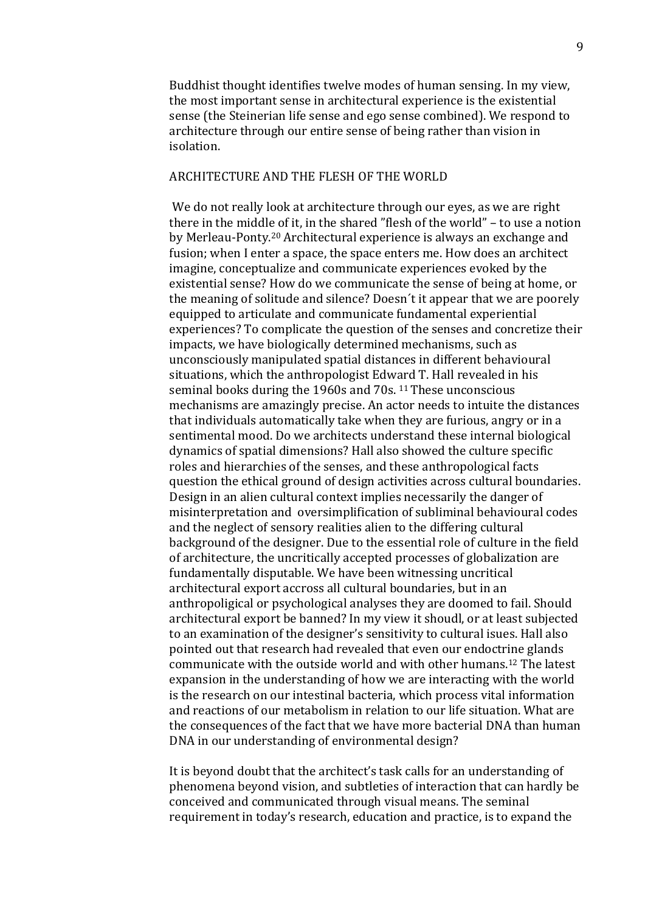Buddhist thought identifies twelve modes of human sensing. In my view, the most important sense in architectural experience is the existential sense (the Steinerian life sense and ego sense combined). We respond to architecture through our entire sense of being rather than vision in isolation.

## ARCHITECTURE AND THE FLESH OF THE WORLD

We do not really look at architecture through our eyes, as we are right there in the middle of it, in the shared ”flesh of the world” – to use a notion by Merleau-Ponty.[20] Architectural experience is always an exchange and fusion; when I enter a space, the space enters me. How does an architect imagine, conceptualize and communicate experiences evoked by the existential sense? How do we communicate the sense of being at home, or the meaning of solitude and silence? Doesn´t it appear that we are poorly equipped to articulate and communicate fundamental experiential experiences? To complicate the question of the senses and concretize their impacts, we have biologically determined mechanisms, such as unconsciously manipulated spatial distances in different behavioural situations, which the anthropologist Edward T. Hall revealed in his seminal books during the 1960s and 70s. [11] These unconscious mechanisms are amazingly precise. An actor needs to intuite the distances that individuals automatically take when they are furious, angry or in a sentimental mood. Do we architects understand these internal biological dynamics of spatial dimensions? Hall also showed the culture specific roles and hierarchies of the senses, and these anthropological facts question the ethical ground of design activities across cultural boundaries. Design in an alien cultural context implies necessarily the danger of misinterpretation and oversimplification of subliminal behavioural codes and the neglect of sensory realities alien to the differing cultural background of the designer. Due to the essential role of culture in the field of architecture, the uncritically accepted processes of globalization are fundamentally disputable. We have been witnessing uncritical architectural export accross all cultural boundaries, but in an anthropoligical or psychological analyses they are doomed to fail. Should architectural export be banned? In my view it shoudl, or at least subjected to an examination of the designer's sensitivity to cultural isues. Hall also pointed out that research had revealed that even our endoctrine glands communicate with the outside world and with other humans.[12] The latest expansion in the understanding of how we are interacting with the world is the research on our intestinal bacteria, which process vital information and reactions of our metabolism in relation to our life situation. What are the consequences of the fact that we have more bacterial DNA than human DNA in our understanding of environmental design?

It is beyond doubt that the architect's task calls for an understanding of phenomena beyond vision, and subtleties of interaction that can hardly be conceived and communicated through visual means. The seminal requirement in today's research, education and practice, is to expand the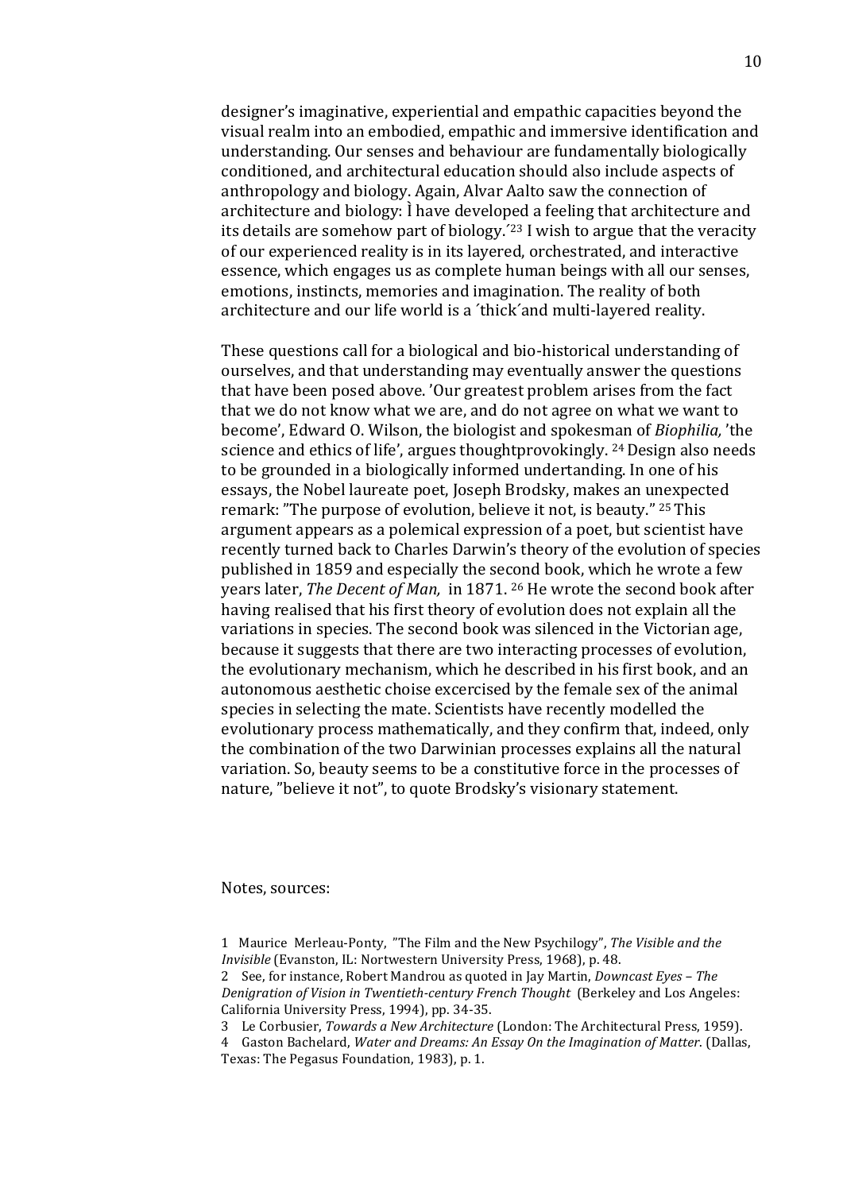designer's imaginative, experiential and empathic capacities beyond the visual realm into an embodied, empathic and immersive identification and understanding. Our senses and behaviour are fundamentally biologically conditioned, and architectural education should also include aspects of anthropology and biology. Again, Alvar Aalto saw the connection of architecture and biology: Ì have developed a feeling that architecture and its details are somehow part of biology.´[23] I wish to argue that the veracity of our experienced reality is in its layered, orchestrated, and interactive essence, which engages us as complete human beings with all our senses, emotions, instincts, memories and imagination. The reality of both architecture and our life world is a ´thick´and multi-layered reality.

These questions call for a biological and bio-historical understanding of ourselves, and that understanding may eventually answer the questions that have been posed above. 'Our greatest problem arises from the fact that we do not know what we are, and do not agree on what we want to become', Edward O. Wilson, the biologist and spokesman of *Biophilia,* 'the science and ethics of life', argues thoughtprovokingly. [24] Design also needs to be grounded in a biologically informed undertanding. In one of his essays, the Nobel laureate poet, Joseph Brodsky, makes an unexpected remark: "The purpose of evolution, believe it not, is beauty." [25] This argument appears as a polemical expression of a poet, but scientist have recently turned back to Charles Darwin's theory of the evolution of species published in 1859 and especially the second book, which he wrote a few years later, *The Decent of Man,* in 1871. [26] He wrote the second book after having realised that his first theory of evolution does not explain all the variations in species. The second book was silenced in the Victorian age, because it suggests that there are two interacting processes of evolution, the evolutionary mechanism, which he described in his first book, and an autonomous aesthetic choise excercised by the female sex of the animal species in selecting the mate. Scientists have recently modelled the evolutionary process mathematically, and they confirm that, indeed, only the combination of the two Darwinian processes explains all the natural variation. So, beauty seems to be a constitutive force in the processes of nature, "believe it not", to quote Brodsky's visionary statement.

Notes, sources:

1 Maurice Merleau-Ponty, "The Film and the New Psychilogy", *The Visible and the Invisible* (Evanston, IL: Nortwestern University Press, 1968), p. 48.
2 See, for instance, Robert Mandrou as quoted in Jay Martin, *Downcast Eyes – The Denigration of Vision in Twentieth-century French Thought* (Berkeley and Los Angeles: California University Press, 1994), pp. 34-35.
3 Le Corbusier, *Towards a New Architecture* (London: The Architectural Press, 1959).
4 Gaston Bachelard, *Water and Dreams: An Essay On the Imagination of Matter*. (Dallas, Texas: The Pegasus Foundation, 1983), p. 1.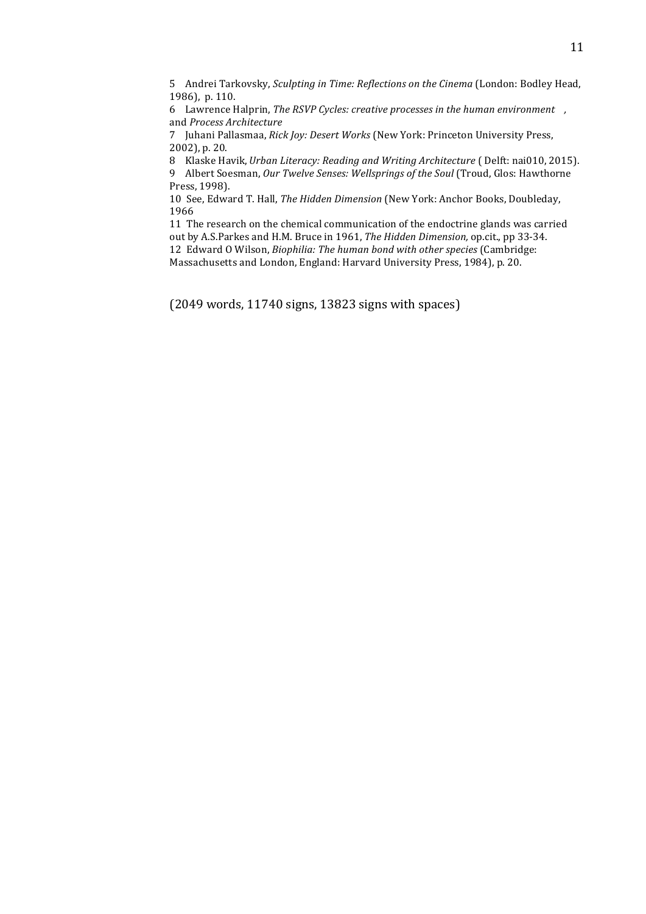5 Andrei Tarkovsky, *Sculpting in Time: Reflections on the Cinema* (London: Bodley Head, 1986), p. 110.

6 Lawrence Halprin, *The RSVP Cycles: creative processes in the human environment* , and *Process Architecture*

7 Juhani Pallasmaa, *Rick Joy: Desert Works* (New York: Princeton University Press, 2002), p. 20.

8 Klaske Havik, *Urban Literacy: Reading and Writing Architecture* ( Delft: nai010, 2015).

9 Albert Soesman, *Our Twelve Senses: Wellsprings of the Soul* (Troud, Glos: Hawthorne Press, 1998).

10 See, Edward T. Hall, *The Hidden Dimension* (New York: Anchor Books, Doubleday, 1966

11 The research on the chemical communication of the endoctrine glands was carried out by A.S.Parkes and H.M. Bruce in 1961, *The Hidden Dimension,* op.cit., pp 33-34.

12 Edward O Wilson, *Biophilia: The human bond with other species* (Cambridge: Massachusetts and London, England: Harvard University Press, 1984), p. 20.

(2049 words, 11740 signs, 13823 signs with spaces)